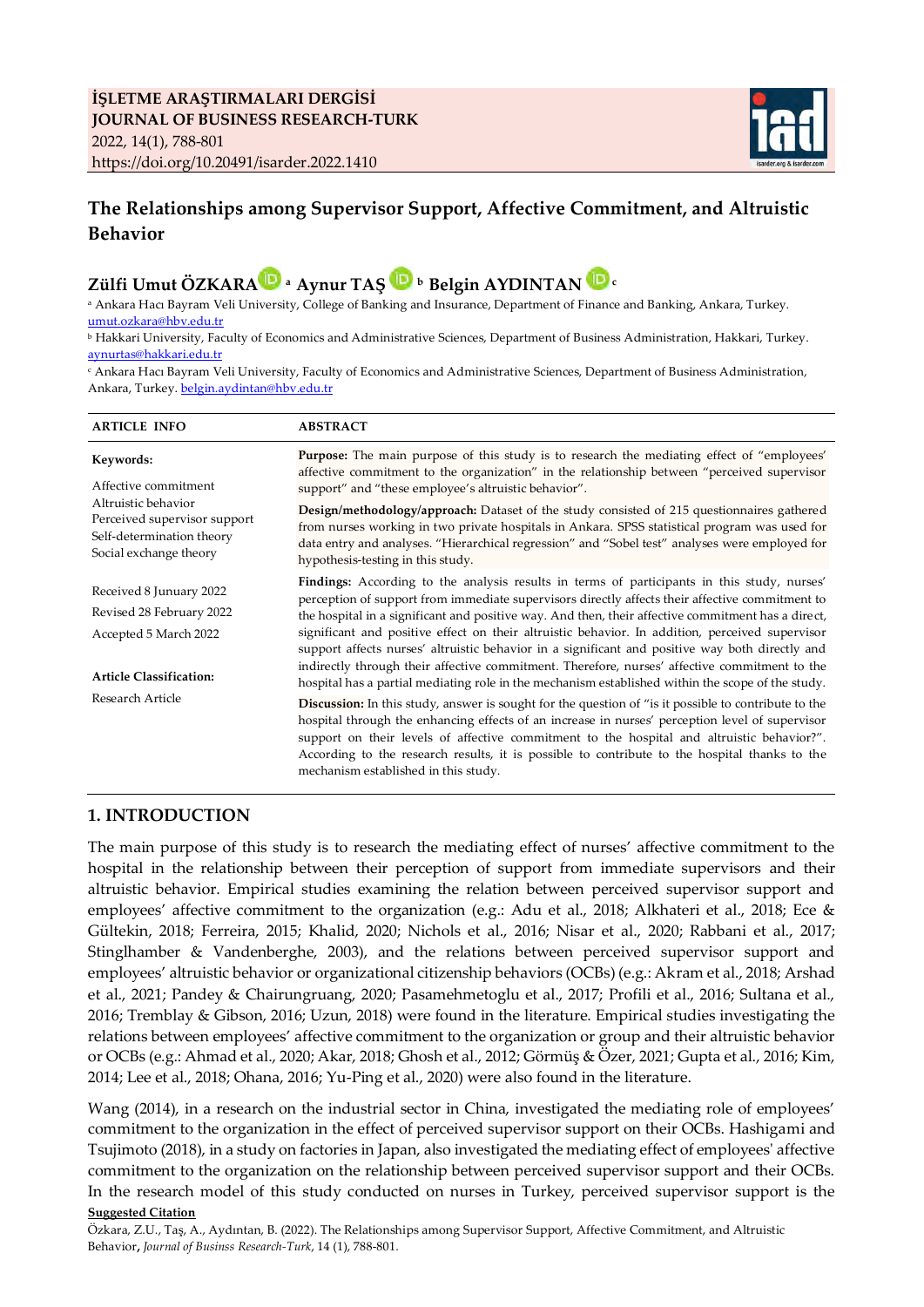**İŞLETME ARAŞTIRMALARI DERGİSİ**
**JOURNAL OF BUSINESS RESEARCH-TURK**
2022, 14(1), 788-801
https://doi.org/10.20491/isarder.2022.1410

# The Relationships among Supervisor Support, Affective Commitment, and Altruistic Behavior

**Zülfi Umut ÖZKARA** [a] **Aynur TAŞ** [b] **Belgin AYDINTAN** [c]

[a] Ankara Hacı Bayram Veli University, College of Banking and Insurance, Department of Finance and Banking, Ankara, Turkey. umut.ozkara@hbv.edu.tr

[b] Hakkari University, Faculty of Economics and Administrative Sciences, Department of Business Administration, Hakkari, Turkey. aynurtas@hakkari.edu.tr

[c] Ankara Hacı Bayram Veli University, Faculty of Economics and Administrative Sciences, Department of Business Administration, Ankara, Turkey. belgin.aydintan@hbv.edu.tr

**ARTICLE INFO**

**Keywords:**

Affective commitment
Altruistic behavior
Perceived supervisor support
Self-determination theory
Social exchange theory

Received 8 Junuary 2022
Revised 28 February 2022
Accepted 5 March 2022

**Article Classification:**

Research Article

**ABSTRACT**

**Purpose:** The main purpose of this study is to research the mediating effect of "employees' affective commitment to the organization" in the relationship between "perceived supervisor support" and "these employee's altruistic behavior".

**Design/methodology/approach:** Dataset of the study consisted of 215 questionnaires gathered from nurses working in two private hospitals in Ankara. SPSS statistical program was used for data entry and analyses. "Hierarchical regression" and "Sobel test" analyses were employed for hypothesis-testing in this study.

**Findings:** According to the analysis results in terms of participants in this study, nurses' perception of support from immediate supervisors directly affects their affective commitment to the hospital in a significant and positive way. And then, their affective commitment has a direct, significant and positive effect on their altruistic behavior. In addition, perceived supervisor support affects nurses' altruistic behavior in a significant and positive way both directly and indirectly through their affective commitment. Therefore, nurses' affective commitment to the hospital has a partial mediating role in the mechanism established within the scope of the study.

**Discussion:** In this study, answer is sought for the question of "is it possible to contribute to the hospital through the enhancing effects of an increase in nurses' perception level of supervisor support on their levels of affective commitment to the hospital and altruistic behavior?". According to the research results, it is possible to contribute to the hospital thanks to the mechanism established in this study.

## 1. INTRODUCTION

The main purpose of this study is to research the mediating effect of nurses' affective commitment to the hospital in the relationship between their perception of support from immediate supervisors and their altruistic behavior. Empirical studies examining the relation between perceived supervisor support and employees' affective commitment to the organization (e.g.: Adu et al., 2018; Alkhateri et al., 2018; Ece & Gültekin, 2018; Ferreira, 2015; Khalid, 2020; Nichols et al., 2016; Nisar et al., 2020; Rabbani et al., 2017; Stinglhamber & Vandenberghe, 2003), and the relations between perceived supervisor support and employees' altruistic behavior or organizational citizenship behaviors (OCBs) (e.g.: Akram et al., 2018; Arshad et al., 2021; Pandey & Chairungruang, 2020; Pasamehmetoglu et al., 2017; Profili et al., 2016; Sultana et al., 2016; Tremblay & Gibson, 2016; Uzun, 2018) were found in the literature. Empirical studies investigating the relations between employees' affective commitment to the organization or group and their altruistic behavior or OCBs (e.g.: Ahmad et al., 2020; Akar, 2018; Ghosh et al., 2012; Görmüş & Özer, 2021; Gupta et al., 2016; Kim, 2014; Lee et al., 2018; Ohana, 2016; Yu-Ping et al., 2020) were also found in the literature.

Wang (2014), in a research on the industrial sector in China, investigated the mediating role of employees' commitment to the organization in the effect of perceived supervisor support on their OCBs. Hashigami and Tsujimoto (2018), in a study on factories in Japan, also investigated the mediating effect of employees' affective commitment to the organization on the relationship between perceived supervisor support and their OCBs. In the research model of this study conducted on nurses in Turkey, perceived supervisor support is the

**Suggested Citation**

Özkara, Z.U., Taş, A., Aydıntan, B. (2022). The Relationships among Supervisor Support, Affective Commitment, and Altruistic Behavior, *Journal of Businss Research-Turk*, 14 (1), 788-801.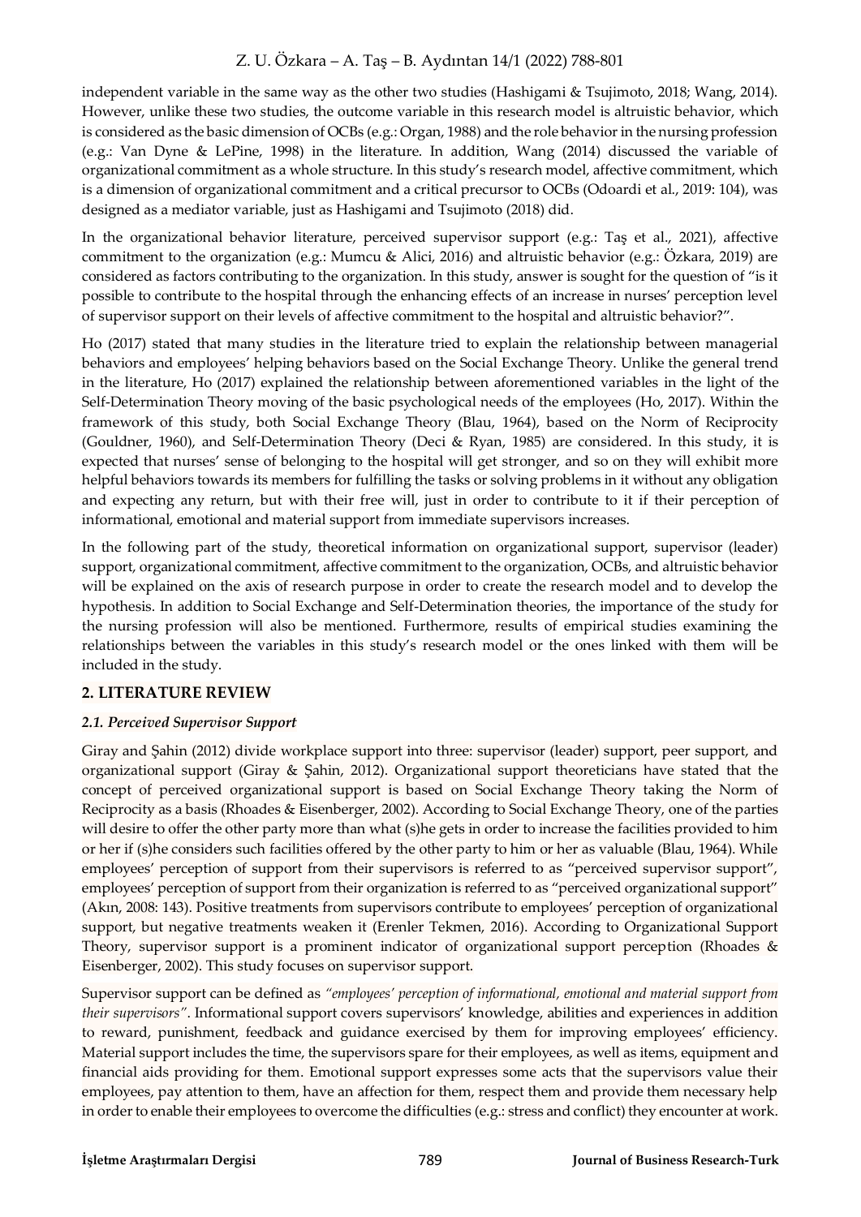independent variable in the same way as the other two studies (Hashigami & Tsujimoto, 2018; Wang, 2014). However, unlike these two studies, the outcome variable in this research model is altruistic behavior, which is considered as the basic dimension of OCBs (e.g.: Organ, 1988) and the role behavior in the nursing profession (e.g.: Van Dyne & LePine, 1998) in the literature. In addition, Wang (2014) discussed the variable of organizational commitment as a whole structure. In this study's research model, affective commitment, which is a dimension of organizational commitment and a critical precursor to OCBs (Odoardi et al., 2019: 104), was designed as a mediator variable, just as Hashigami and Tsujimoto (2018) did.

In the organizational behavior literature, perceived supervisor support (e.g.: Taş et al., 2021), affective commitment to the organization (e.g.: Mumcu & Alici, 2016) and altruistic behavior (e.g.: Özkara, 2019) are considered as factors contributing to the organization. In this study, answer is sought for the question of "is it possible to contribute to the hospital through the enhancing effects of an increase in nurses' perception level of supervisor support on their levels of affective commitment to the hospital and altruistic behavior?".

Ho (2017) stated that many studies in the literature tried to explain the relationship between managerial behaviors and employees' helping behaviors based on the Social Exchange Theory. Unlike the general trend in the literature, Ho (2017) explained the relationship between aforementioned variables in the light of the Self-Determination Theory moving of the basic psychological needs of the employees (Ho, 2017). Within the framework of this study, both Social Exchange Theory (Blau, 1964), based on the Norm of Reciprocity (Gouldner, 1960), and Self-Determination Theory (Deci & Ryan, 1985) are considered. In this study, it is expected that nurses' sense of belonging to the hospital will get stronger, and so on they will exhibit more helpful behaviors towards its members for fulfilling the tasks or solving problems in it without any obligation and expecting any return, but with their free will, just in order to contribute to it if their perception of informational, emotional and material support from immediate supervisors increases.

In the following part of the study, theoretical information on organizational support, supervisor (leader) support, organizational commitment, affective commitment to the organization, OCBs, and altruistic behavior will be explained on the axis of research purpose in order to create the research model and to develop the hypothesis. In addition to Social Exchange and Self-Determination theories, the importance of the study for the nursing profession will also be mentioned. Furthermore, results of empirical studies examining the relationships between the variables in this study's research model or the ones linked with them will be included in the study.

## 2. LITERATURE REVIEW

### *2.1. Perceived Supervisor Support*

Giray and Şahin (2012) divide workplace support into three: supervisor (leader) support, peer support, and organizational support (Giray & Şahin, 2012). Organizational support theoreticians have stated that the concept of perceived organizational support is based on Social Exchange Theory taking the Norm of Reciprocity as a basis (Rhoades & Eisenberger, 2002). According to Social Exchange Theory, one of the parties will desire to offer the other party more than what (s)he gets in order to increase the facilities provided to him or her if (s)he considers such facilities offered by the other party to him or her as valuable (Blau, 1964). While employees' perception of support from their supervisors is referred to as "perceived supervisor support", employees' perception of support from their organization is referred to as "perceived organizational support" (Akın, 2008: 143). Positive treatments from supervisors contribute to employees' perception of organizational support, but negative treatments weaken it (Erenler Tekmen, 2016). According to Organizational Support Theory, supervisor support is a prominent indicator of organizational support perception (Rhoades & Eisenberger, 2002). This study focuses on supervisor support.

Supervisor support can be defined as *"employees' perception of informational, emotional and material support from their supervisors"*. Informational support covers supervisors' knowledge, abilities and experiences in addition to reward, punishment, feedback and guidance exercised by them for improving employees' efficiency. Material support includes the time, the supervisors spare for their employees, as well as items, equipment and financial aids providing for them. Emotional support expresses some acts that the supervisors value their employees, pay attention to them, have an affection for them, respect them and provide them necessary help in order to enable their employees to overcome the difficulties (e.g.: stress and conflict) they encounter at work.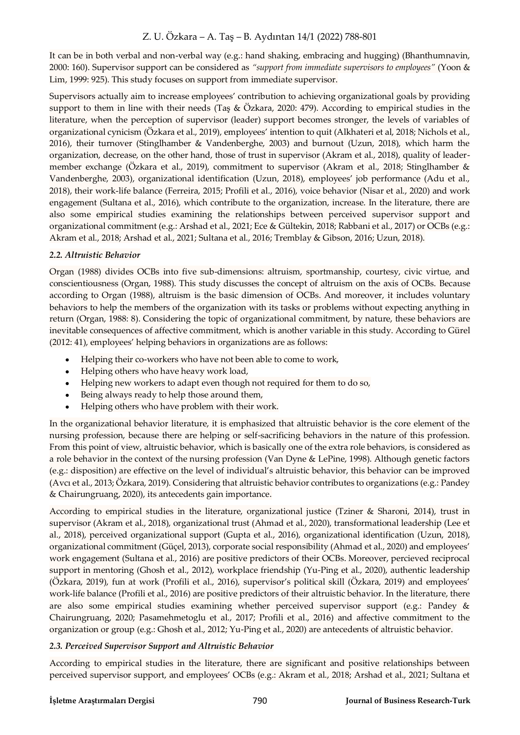It can be in both verbal and non-verbal way (e.g.: hand shaking, embracing and hugging) (Bhanthumnavin, 2000: 160). Supervisor support can be considered as *"support from immediate supervisors to employees"* (Yoon & Lim, 1999: 925). This study focuses on support from immediate supervisor.

Supervisors actually aim to increase employees' contribution to achieving organizational goals by providing support to them in line with their needs (Taş & Özkara, 2020: 479). According to empirical studies in the literature, when the perception of supervisor (leader) support becomes stronger, the levels of variables of organizational cynicism (Özkara et al., 2019), employees' intention to quit (Alkhateri et al, 2018; Nichols et al., 2016), their turnover (Stinglhamber & Vandenberghe, 2003) and burnout (Uzun, 2018), which harm the organization, decrease, on the other hand, those of trust in supervisor (Akram et al., 2018), quality of leader-member exchange (Özkara et al., 2019), commitment to supervisor (Akram et al., 2018; Stinglhamber & Vandenberghe, 2003), organizational identification (Uzun, 2018), employees' job performance (Adu et al., 2018), their work-life balance (Ferreira, 2015; Profili et al., 2016), voice behavior (Nisar et al., 2020) and work engagement (Sultana et al., 2016), which contribute to the organization, increase. In the literature, there are also some empirical studies examining the relationships between perceived supervisor support and organizational commitment (e.g.: Arshad et al., 2021; Ece & Gültekin, 2018; Rabbani et al., 2017) or OCBs (e.g.: Akram et al., 2018; Arshad et al., 2021; Sultana et al., 2016; Tremblay & Gibson, 2016; Uzun, 2018).

### *2.2. Altruistic Behavior*

Organ (1988) divides OCBs into five sub-dimensions: altruism, sportmanship, courtesy, civic virtue, and conscientiousness (Organ, 1988). This study discusses the concept of altruism on the axis of OCBs. Because according to Organ (1988), altruism is the basic dimension of OCBs. And moreover, it includes voluntary behaviors to help the members of the organization with its tasks or problems without expecting anything in return (Organ, 1988: 8). Considering the topic of organizational commitment, by nature, these behaviors are inevitable consequences of affective commitment, which is another variable in this study. According to Gürel (2012: 41), employees' helping behaviors in organizations are as follows:

- Helping their co-workers who have not been able to come to work,
- Helping others who have heavy work load,
- Helping new workers to adapt even though not required for them to do so,
- Being always ready to help those around them,
- Helping others who have problem with their work.

In the organizational behavior literature, it is emphasized that altruistic behavior is the core element of the nursing profession, because there are helping or self-sacrificing behaviors in the nature of this profession. From this point of view, altruistic behavior, which is basically one of the extra role behaviors, is considered as a role behavior in the context of the nursing profession (Van Dyne & LePine, 1998). Although genetic factors (e.g.: disposition) are effective on the level of individual's altruistic behavior, this behavior can be improved (Avcı et al., 2013; Özkara, 2019). Considering that altruistic behavior contributes to organizations (e.g.: Pandey & Chairungruang, 2020), its antecedents gain importance.

According to empirical studies in the literature, organizational justice (Tziner & Sharoni, 2014), trust in supervisor (Akram et al., 2018), organizational trust (Ahmad et al., 2020), transformational leadership (Lee et al., 2018), perceived organizational support (Gupta et al., 2016), organizational identification (Uzun, 2018), organizational commitment (Güçel, 2013), corporate social responsibility (Ahmad et al., 2020) and employees' work engagement (Sultana et al., 2016) are positive predictors of their OCBs. Moreover, percieved reciprocal support in mentoring (Ghosh et al., 2012), workplace friendship (Yu-Ping et al., 2020), authentic leadership (Özkara, 2019), fun at work (Profili et al., 2016), supervisor's political skill (Özkara, 2019) and employees' work-life balance (Profili et al., 2016) are positive predictors of their altruistic behavior. In the literature, there are also some empirical studies examining whether perceived supervisor support (e.g.: Pandey & Chairungruang, 2020; Pasamehmetoglu et al., 2017; Profili et al., 2016) and affective commitment to the organization or group (e.g.: Ghosh et al., 2012; Yu-Ping et al., 2020) are antecedents of altruistic behavior.

### *2.3. Perceived Supervisor Support and Altruistic Behavior*

According to empirical studies in the literature, there are significant and positive relationships between perceived supervisor support, and employees' OCBs (e.g.: Akram et al., 2018; Arshad et al., 2021; Sultana et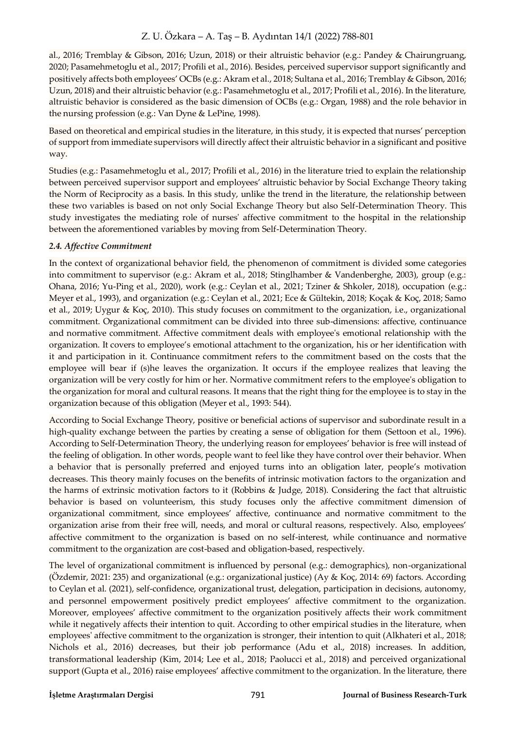al., 2016; Tremblay & Gibson, 2016; Uzun, 2018) or their altruistic behavior (e.g.: Pandey & Chairungruang, 2020; Pasamehmetoglu et al., 2017; Profili et al., 2016). Besides, perceived supervisor support significantly and positively affects both employees' OCBs (e.g.: Akram et al., 2018; Sultana et al., 2016; Tremblay & Gibson, 2016; Uzun, 2018) and their altruistic behavior (e.g.: Pasamehmetoglu et al., 2017; Profili et al., 2016). In the literature, altruistic behavior is considered as the basic dimension of OCBs (e.g.: Organ, 1988) and the role behavior in the nursing profession (e.g.: Van Dyne & LePine, 1998).

Based on theoretical and empirical studies in the literature, in this study, it is expected that nurses' perception of support from immediate supervisors will directly affect their altruistic behavior in a significant and positive way.

Studies (e.g.: Pasamehmetoglu et al., 2017; Profili et al., 2016) in the literature tried to explain the relationship between perceived supervisor support and employees' altruistic behavior by Social Exchange Theory taking the Norm of Reciprocity as a basis. In this study, unlike the trend in the literature, the relationship between these two variables is based on not only Social Exchange Theory but also Self-Determination Theory. This study investigates the mediating role of nurses' affective commitment to the hospital in the relationship between the aforementioned variables by moving from Self-Determination Theory.

### *2.4. Affective Commitment*

In the context of organizational behavior field, the phenomenon of commitment is divided some categories into commitment to supervisor (e.g.: Akram et al., 2018; Stinglhamber & Vandenberghe, 2003), group (e.g.: Ohana, 2016; Yu-Ping et al., 2020), work (e.g.: Ceylan et al., 2021; Tziner & Shkoler, 2018), occupation (e.g.: Meyer et al., 1993), and organization (e.g.: Ceylan et al., 2021; Ece & Gültekin, 2018; Koçak & Koç, 2018; Samo et al., 2019; Uygur & Koç, 2010). This study focuses on commitment to the organization, i.e., organizational commitment. Organizational commitment can be divided into three sub-dimensions: affective, continuance and normative commitment. Affective commitment deals with employee's emotional relationship with the organization. It covers to employee's emotional attachment to the organization, his or her identification with it and participation in it. Continuance commitment refers to the commitment based on the costs that the employee will bear if (s)he leaves the organization. It occurs if the employee realizes that leaving the organization will be very costly for him or her. Normative commitment refers to the employee's obligation to the organization for moral and cultural reasons. It means that the right thing for the employee is to stay in the organization because of this obligation (Meyer et al., 1993: 544).

According to Social Exchange Theory, positive or beneficial actions of supervisor and subordinate result in a high-quality exchange between the parties by creating a sense of obligation for them (Settoon et al., 1996). According to Self-Determination Theory, the underlying reason for employees' behavior is free will instead of the feeling of obligation. In other words, people want to feel like they have control over their behavior. When a behavior that is personally preferred and enjoyed turns into an obligation later, people's motivation decreases. This theory mainly focuses on the benefits of intrinsic motivation factors to the organization and the harms of extrinsic motivation factors to it (Robbins & Judge, 2018). Considering the fact that altruistic behavior is based on volunteerism, this study focuses only the affective commitment dimension of organizational commitment, since employees' affective, continuance and normative commitment to the organization arise from their free will, needs, and moral or cultural reasons, respectively. Also, employees' affective commitment to the organization is based on no self-interest, while continuance and normative commitment to the organization are cost-based and obligation-based, respectively.

The level of organizational commitment is influenced by personal (e.g.: demographics), non-organizational (Özdemir, 2021: 235) and organizational (e.g.: organizational justice) (Ay & Koç, 2014: 69) factors. According to Ceylan et al. (2021), self-confidence, organizational trust, delegation, participation in decisions, autonomy, and personnel empowerment positively predict employees' affective commitment to the organization. Moreover, employees' affective commitment to the organization positively affects their work commitment while it negatively affects their intention to quit. According to other empirical studies in the literature, when employees' affective commitment to the organization is stronger, their intention to quit (Alkhateri et al., 2018; Nichols et al., 2016) decreases, but their job performance (Adu et al., 2018) increases. In addition, transformational leadership (Kim, 2014; Lee et al., 2018; Paolucci et al., 2018) and perceived organizational support (Gupta et al., 2016) raise employees' affective commitment to the organization. In the literature, there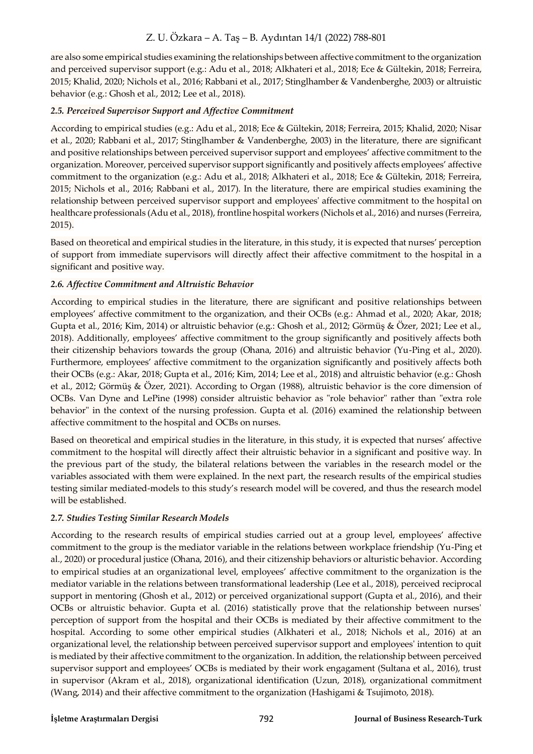are also some empirical studies examining the relationships between affective commitment to the organization and perceived supervisor support (e.g.: Adu et al., 2018; Alkhateri et al., 2018; Ece & Gültekin, 2018; Ferreira, 2015; Khalid, 2020; Nichols et al., 2016; Rabbani et al., 2017; Stinglhamber & Vandenberghe, 2003) or altruistic behavior (e.g.: Ghosh et al., 2012; Lee et al., 2018).

### *2.5. Perceived Supervisor Support and Affective Commitment*

According to empirical studies (e.g.: Adu et al., 2018; Ece & Gültekin, 2018; Ferreira, 2015; Khalid, 2020; Nisar et al., 2020; Rabbani et al., 2017; Stinglhamber & Vandenberghe, 2003) in the literature, there are significant and positive relationships between perceived supervisor support and employees' affective commitment to the organization. Moreover, perceived supervisor support significantly and positively affects employees' affective commitment to the organization (e.g.: Adu et al., 2018; Alkhateri et al., 2018; Ece & Gültekin, 2018; Ferreira, 2015; Nichols et al., 2016; Rabbani et al., 2017). In the literature, there are empirical studies examining the relationship between perceived supervisor support and employees' affective commitment to the hospital on healthcare professionals (Adu et al., 2018), frontline hospital workers (Nichols et al., 2016) and nurses (Ferreira, 2015).

Based on theoretical and empirical studies in the literature, in this study, it is expected that nurses' perception of support from immediate supervisors will directly affect their affective commitment to the hospital in a significant and positive way.

### *2.6. Affective Commitment and Altruistic Behavior*

According to empirical studies in the literature, there are significant and positive relationships between employees' affective commitment to the organization, and their OCBs (e.g.: Ahmad et al., 2020; Akar, 2018; Gupta et al., 2016; Kim, 2014) or altruistic behavior (e.g.: Ghosh et al., 2012; Görmüş & Özer, 2021; Lee et al., 2018). Additionally, employees' affective commitment to the group significantly and positively affects both their citizenship behaviors towards the group (Ohana, 2016) and altruistic behavior (Yu-Ping et al., 2020). Furthermore, employees' affective commitment to the organization significantly and positively affects both their OCBs (e.g.: Akar, 2018; Gupta et al., 2016; Kim, 2014; Lee et al., 2018) and altruistic behavior (e.g.: Ghosh et al., 2012; Görmüş & Özer, 2021). According to Organ (1988), altruistic behavior is the core dimension of OCBs. Van Dyne and LePine (1998) consider altruistic behavior as "role behavior" rather than "extra role behavior" in the context of the nursing profession. Gupta et al. (2016) examined the relationship between affective commitment to the hospital and OCBs on nurses.

Based on theoretical and empirical studies in the literature, in this study, it is expected that nurses' affective commitment to the hospital will directly affect their altruistic behavior in a significant and positive way. In the previous part of the study, the bilateral relations between the variables in the research model or the variables associated with them were explained. In the next part, the research results of the empirical studies testing similar mediated-models to this study's research model will be covered, and thus the research model will be established.

### *2.7. Studies Testing Similar Research Models*

According to the research results of empirical studies carried out at a group level, employees' affective commitment to the group is the mediator variable in the relations between workplace friendship (Yu-Ping et al., 2020) or procedural justice (Ohana, 2016), and their citizenship behaviors or alturistic behavior. According to empirical studies at an organizational level, employees' affective commitment to the organization is the mediator variable in the relations between transformational leadership (Lee et al., 2018), perceived reciprocal support in mentoring (Ghosh et al., 2012) or perceived organizational support (Gupta et al., 2016), and their OCBs or altruistic behavior. Gupta et al. (2016) statistically prove that the relationship between nurses' perception of support from the hospital and their OCBs is mediated by their affective commitment to the hospital. According to some other empirical studies (Alkhateri et al., 2018; Nichols et al., 2016) at an organizational level, the relationship between perceived supervisor support and employees' intention to quit is mediated by their affective commitment to the organization. In addition, the relationship between perceived supervisor support and employees' OCBs is mediated by their work engagament (Sultana et al., 2016), trust in supervisor (Akram et al., 2018), organizational identification (Uzun, 2018), organizational commitment (Wang, 2014) and their affective commitment to the organization (Hashigami & Tsujimoto, 2018).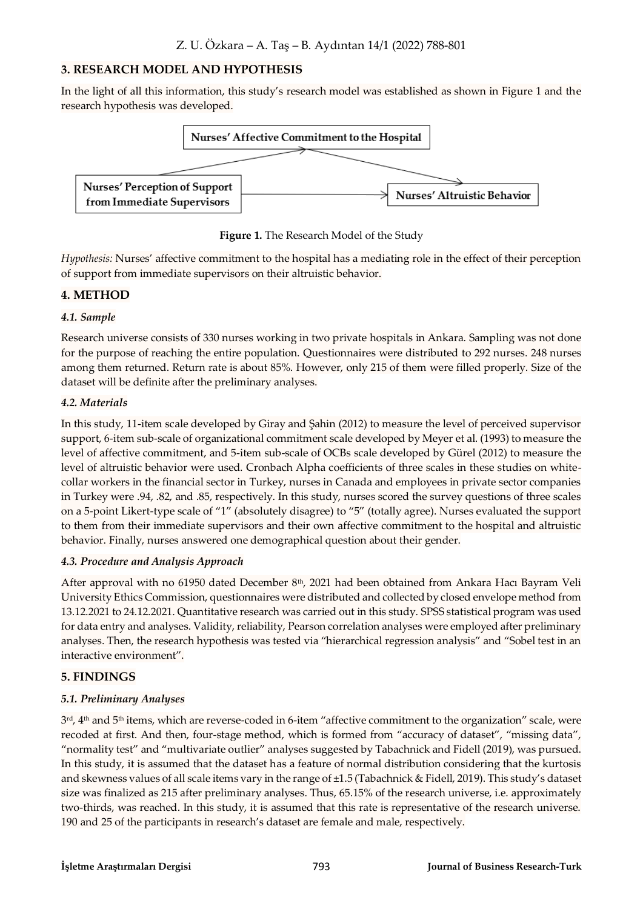## 3. RESEARCH MODEL AND HYPOTHESIS

In the light of all this information, this study's research model was established as shown in Figure 1 and the research hypothesis was developed.

Nurses' Affective Commitment to the Hospital

Nurses' Perception of Support from Immediate Supervisors

Nurses' Altruistic Behavior

**Figure 1.** The Research Model of the Study

*Hypothesis:* Nurses' affective commitment to the hospital has a mediating role in the effect of their perception of support from immediate supervisors on their altruistic behavior.

## 4. METHOD

### *4.1. Sample*

Research universe consists of 330 nurses working in two private hospitals in Ankara. Sampling was not done for the purpose of reaching the entire population. Questionnaires were distributed to 292 nurses. 248 nurses among them returned. Return rate is about 85%. However, only 215 of them were filled properly. Size of the dataset will be definite after the preliminary analyses.

### *4.2. Materials*

In this study, 11-item scale developed by Giray and Şahin (2012) to measure the level of perceived supervisor support, 6-item sub-scale of organizational commitment scale developed by Meyer et al. (1993) to measure the level of affective commitment, and 5-item sub-scale of OCBs scale developed by Gürel (2012) to measure the level of altruistic behavior were used. Cronbach Alpha coefficients of three scales in these studies on white-collar workers in the financial sector in Turkey, nurses in Canada and employees in private sector companies in Turkey were .94, .82, and .85, respectively. In this study, nurses scored the survey questions of three scales on a 5-point Likert-type scale of "1" (absolutely disagree) to "5" (totally agree). Nurses evaluated the support to them from their immediate supervisors and their own affective commitment to the hospital and altruistic behavior. Finally, nurses answered one demographical question about their gender.

### *4.3. Procedure and Analysis Approach*

After approval with no 61950 dated December 8th, 2021 had been obtained from Ankara Hacı Bayram Veli University Ethics Commission, questionnaires were distributed and collected by closed envelope method from 13.12.2021 to 24.12.2021. Quantitative research was carried out in this study. SPSS statistical program was used for data entry and analyses. Validity, reliability, Pearson correlation analyses were employed after preliminary analyses. Then, the research hypothesis was tested via "hierarchical regression analysis" and "Sobel test in an interactive environment".

## 5. FINDINGS

### *5.1. Preliminary Analyses*

3rd, 4th and 5th items, which are reverse-coded in 6-item "affective commitment to the organization" scale, were recoded at first. And then, four-stage method, which is formed from "accuracy of dataset", "missing data", "normality test" and "multivariate outlier" analyses suggested by Tabachnick and Fidell (2019), was pursued. In this study, it is assumed that the dataset has a feature of normal distribution considering that the kurtosis and skewness values of all scale items vary in the range of ±1.5 (Tabachnick & Fidell, 2019). This study's dataset size was finalized as 215 after preliminary analyses. Thus, 65.15% of the research universe, i.e. approximately two-thirds, was reached. In this study, it is assumed that this rate is representative of the research universe. 190 and 25 of the participants in research's dataset are female and male, respectively.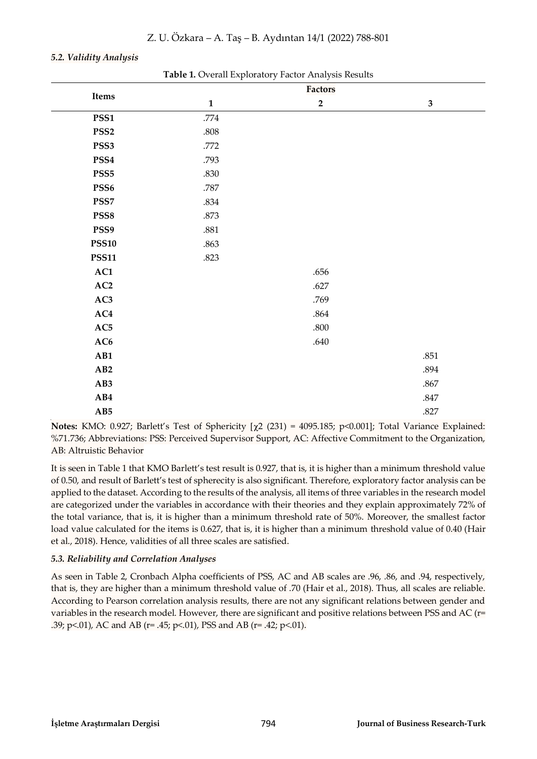### *5.2. Validity Analysis*

**Table 1.** Overall Exploratory Factor Analysis Results

| Items | Factors | | |
|---|---|---|---|
| | **1** | **2** | **3** |
| **PSS1** | .774 | | |
| **PSS2** | .808 | | |
| **PSS3** | .772 | | |
| **PSS4** | .793 | | |
| **PSS5** | .830 | | |
| **PSS6** | .787 | | |
| **PSS7** | .834 | | |
| **PSS8** | .873 | | |
| **PSS9** | .881 | | |
| **PSS10** | .863 | | |
| **PSS11** | .823 | | |
| **AC1** | | .656 | |
| **AC2** | | .627 | |
| **AC3** | | .769 | |
| **AC4** | | .864 | |
| **AC5** | | .800 | |
| **AC6** | | .640 | |
| **AB1** | | | .851 |
| **AB2** | | | .894 |
| **AB3** | | | .867 |
| **AB4** | | | .847 |
| **AB5** | | | .827 |

**Notes:** KMO: 0.927; Barlett's Test of Sphericity [$\chi 2$ (231) = 4095.185; $p<0.001$]; Total Variance Explained: %71.736; Abbreviations: PSS: Perceived Supervisor Support, AC: Affective Commitment to the Organization, AB: Altruistic Behavior

It is seen in Table 1 that KMO Barlett's test result is 0.927, that is, it is higher than a minimum threshold value of 0.50, and result of Barlett's test of sphericity is also significant. Therefore, exploratory factor analysis can be applied to the dataset. According to the results of the analysis, all items of three variables in the research model are categorized under the variables in accordance with their theories and they explain approximately 72% of the total variance, that is, it is higher than a minimum threshold rate of 50%. Moreover, the smallest factor load value calculated for the items is 0.627, that is, it is higher than a minimum threshold value of 0.40 (Hair et al., 2018). Hence, validities of all three scales are satisfied.

### *5.3. Reliability and Correlation Analyses*

As seen in Table 2, Cronbach Alpha coefficients of PSS, AC and AB scales are .96, .86, and .94, respectively, that is, they are higher than a minimum threshold value of .70 (Hair et al., 2018). Thus, all scales are reliable. According to Pearson correlation analysis results, there are not any significant relations between gender and variables in the research model. However, there are significant and positive relations between PSS and AC ($r= .39$; $p<.01$), AC and AB ($r= .45$; $p<.01$), PSS and AB ($r= .42$; $p<.01$).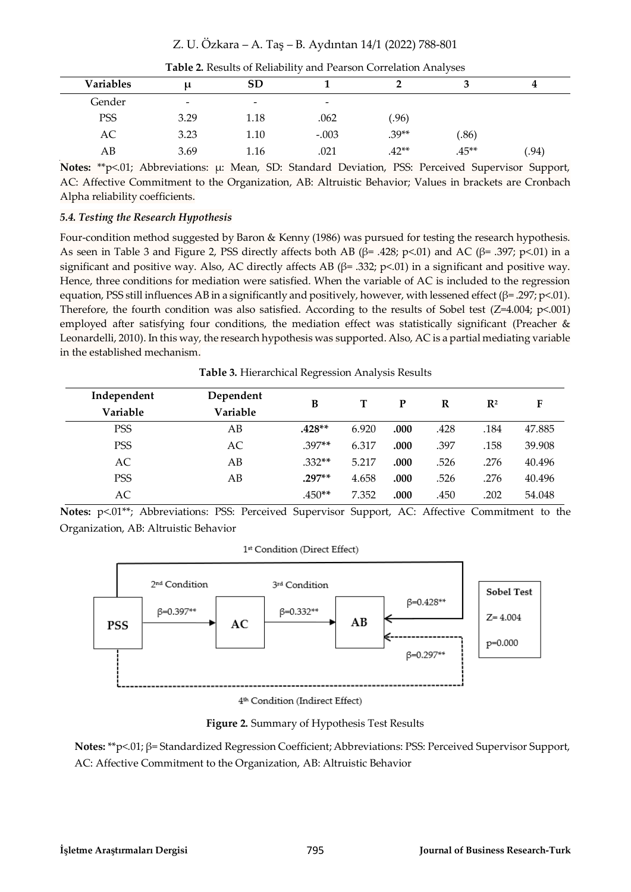**Table 2.** Results of Reliability and Pearson Correlation Analyses

| Variables | μ | SD | 1 | 2 | 3 | 4 |
|---|---|---|---|---|---|---|
| Gender | - | - | - | | | |
| PSS | 3.29 | 1.18 | .062 | (.96) | | |
| AC | 3.23 | 1.10 | -.003 | .39** | (.86) | |
| AB | 3.69 | 1.16 | .021 | .42** | .45** | (.94) |

**Notes:** **p<.01; Abbreviations: μ: Mean, SD: Standard Deviation, PSS: Perceived Supervisor Support, AC: Affective Commitment to the Organization, AB: Altruistic Behavior; Values in brackets are Cronbach Alpha reliability coefficients.

### *5.4. Testing the Research Hypothesis*

Four-condition method suggested by Baron & Kenny (1986) was pursued for testing the research hypothesis. As seen in Table 3 and Figure 2, PSS directly affects both AB (β= .428; p<.01) and AC (β= .397; p<.01) in a significant and positive way. Also, AC directly affects AB (β= .332; p<.01) in a significant and positive way. Hence, three conditions for mediation were satisfied. When the variable of AC is included to the regression equation, PSS still influences AB in a significantly and positively, however, with lessened effect (β= .297; p<.01). Therefore, the fourth condition was also satisfied. According to the results of Sobel test (Z=4.004; p<.001) employed after satisfying four conditions, the mediation effect was statistically significant (Preacher & Leonardelli, 2010). In this way, the research hypothesis was supported. Also, AC is a partial mediating variable in the established mechanism.

**Table 3.** Hierarchical Regression Analysis Results

| Independent Variable | Dependent Variable | B | T | P | R | $R^2$ | F |
|---|---|---|---|---|---|---|---|
| PSS | AB | **.428**** | 6.920 | **.000** | .428 | .184 | 47.885 |
| PSS | AC | .397** | 6.317 | **.000** | .397 | .158 | 39.908 |
| AC | AB | .332** | 5.217 | **.000** | .526 | .276 | 40.496 |
| PSS | AB | **.297**** | 4.658 | **.000** | .526 | .276 | 40.496 |
| AC | | .450** | 7.352 | **.000** | .450 | .202 | 54.048 |

**Notes:** p<.01**; Abbreviations: PSS: Perceived Supervisor Support, AC: Affective Commitment to the Organization, AB: Altruistic Behavior

**Figure 2.** Summary of Hypothesis Test Results

**Notes:** **p<.01; β= Standardized Regression Coefficient; Abbreviations: PSS: Perceived Supervisor Support, AC: Affective Commitment to the Organization, AB: Altruistic Behavior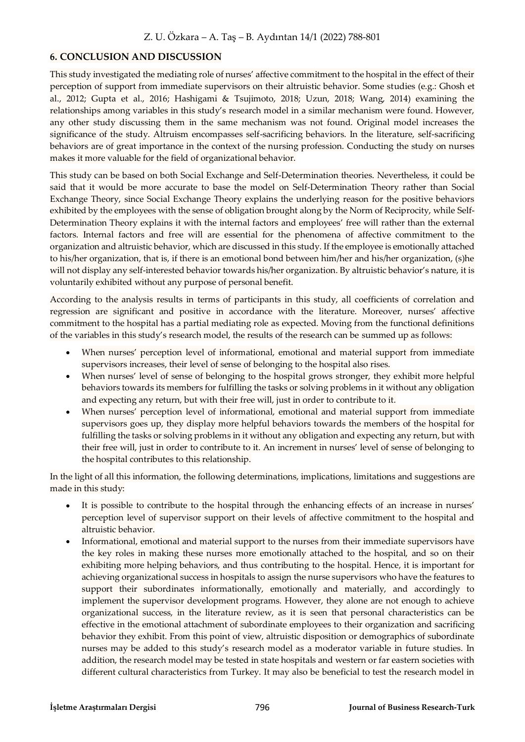## 6. CONCLUSION AND DISCUSSION

This study investigated the mediating role of nurses' affective commitment to the hospital in the effect of their perception of support from immediate supervisors on their altruistic behavior. Some studies (e.g.: Ghosh et al., 2012; Gupta et al., 2016; Hashigami & Tsujimoto, 2018; Uzun, 2018; Wang, 2014) examining the relationships among variables in this study's research model in a similar mechanism were found. However, any other study discussing them in the same mechanism was not found. Original model increases the significance of the study. Altruism encompasses self-sacrificing behaviors. In the literature, self-sacrificing behaviors are of great importance in the context of the nursing profession. Conducting the study on nurses makes it more valuable for the field of organizational behavior.

This study can be based on both Social Exchange and Self-Determination theories. Nevertheless, it could be said that it would be more accurate to base the model on Self-Determination Theory rather than Social Exchange Theory, since Social Exchange Theory explains the underlying reason for the positive behaviors exhibited by the employees with the sense of obligation brought along by the Norm of Reciprocity, while Self-Determination Theory explains it with the internal factors and employees' free will rather than the external factors. Internal factors and free will are essential for the phenomena of affective commitment to the organization and altruistic behavior, which are discussed in this study. If the employee is emotionally attached to his/her organization, that is, if there is an emotional bond between him/her and his/her organization, (s)he will not display any self-interested behavior towards his/her organization. By altruistic behavior's nature, it is voluntarily exhibited without any purpose of personal benefit.

According to the analysis results in terms of participants in this study, all coefficients of correlation and regression are significant and positive in accordance with the literature. Moreover, nurses' affective commitment to the hospital has a partial mediating role as expected. Moving from the functional definitions of the variables in this study's research model, the results of the research can be summed up as follows:

- When nurses' perception level of informational, emotional and material support from immediate supervisors increases, their level of sense of belonging to the hospital also rises.
- When nurses' level of sense of belonging to the hospital grows stronger, they exhibit more helpful behaviors towards its members for fulfilling the tasks or solving problems in it without any obligation and expecting any return, but with their free will, just in order to contribute to it.
- When nurses' perception level of informational, emotional and material support from immediate supervisors goes up, they display more helpful behaviors towards the members of the hospital for fulfilling the tasks or solving problems in it without any obligation and expecting any return, but with their free will, just in order to contribute to it. An increment in nurses' level of sense of belonging to the hospital contributes to this relationship.

In the light of all this information, the following determinations, implications, limitations and suggestions are made in this study:

- It is possible to contribute to the hospital through the enhancing effects of an increase in nurses' perception level of supervisor support on their levels of affective commitment to the hospital and altruistic behavior.
- Informational, emotional and material support to the nurses from their immediate supervisors have the key roles in making these nurses more emotionally attached to the hospital, and so on their exhibiting more helping behaviors, and thus contributing to the hospital. Hence, it is important for achieving organizational success in hospitals to assign the nurse supervisors who have the features to support their subordinates informationally, emotionally and materially, and accordingly to implement the supervisor development programs. However, they alone are not enough to achieve organizational success, in the literature review, as it is seen that personal characteristics can be effective in the emotional attachment of subordinate employees to their organization and sacrificing behavior they exhibit. From this point of view, altruistic disposition or demographics of subordinate nurses may be added to this study's research model as a moderator variable in future studies. In addition, the research model may be tested in state hospitals and western or far eastern societies with different cultural characteristics from Turkey. It may also be beneficial to test the research model in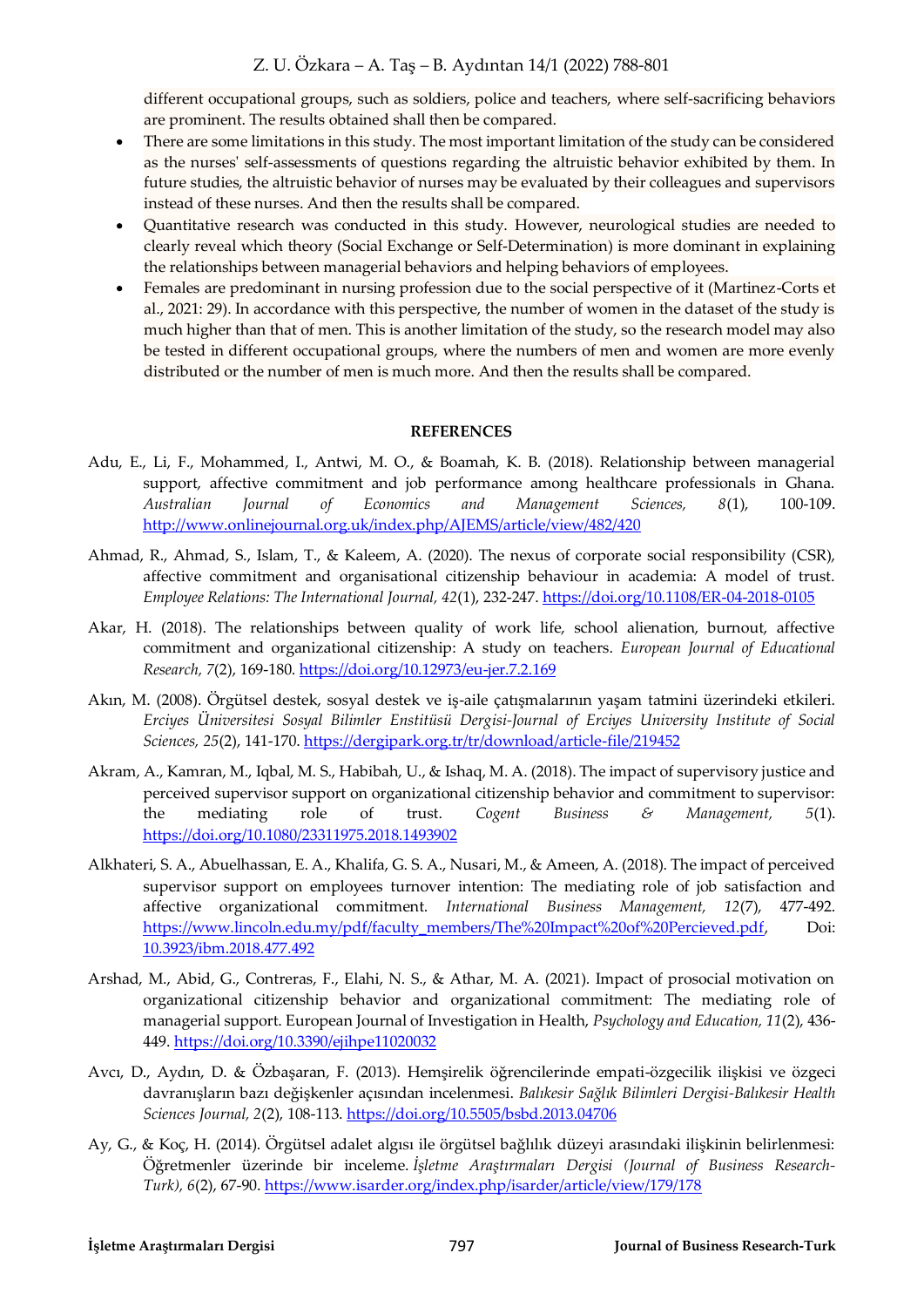different occupational groups, such as soldiers, police and teachers, where self-sacrificing behaviors are prominent. The results obtained shall then be compared.

- There are some limitations in this study. The most important limitation of the study can be considered as the nurses' self-assessments of questions regarding the altruistic behavior exhibited by them. In future studies, the altruistic behavior of nurses may be evaluated by their colleagues and supervisors instead of these nurses. And then the results shall be compared.
- Quantitative research was conducted in this study. However, neurological studies are needed to clearly reveal which theory (Social Exchange or Self-Determination) is more dominant in explaining the relationships between managerial behaviors and helping behaviors of employees.
- Females are predominant in nursing profession due to the social perspective of it (Martinez-Corts et al., 2021: 29). In accordance with this perspective, the number of women in the dataset of the study is much higher than that of men. This is another limitation of the study, so the research model may also be tested in different occupational groups, where the numbers of men and women are more evenly distributed or the number of men is much more. And then the results shall be compared.

## REFERENCES

Adu, E., Li, F., Mohammed, I., Antwi, M. O., & Boamah, K. B. (2018). Relationship between managerial support, affective commitment and job performance among healthcare professionals in Ghana. *Australian Journal of Economics and Management Sciences, 8*(1), 100-109. http://www.onlinejournal.org.uk/index.php/AJEMS/article/view/482/420

Ahmad, R., Ahmad, S., Islam, T., & Kaleem, A. (2020). The nexus of corporate social responsibility (CSR), affective commitment and organisational citizenship behaviour in academia: A model of trust. *Employee Relations: The International Journal, 42*(1), 232-247. https://doi.org/10.1108/ER-04-2018-0105

Akar, H. (2018). The relationships between quality of work life, school alienation, burnout, affective commitment and organizational citizenship: A study on teachers. *European Journal of Educational Research, 7*(2), 169-180. https://doi.org/10.12973/eu-jer.7.2.169

Akın, M. (2008). Örgütsel destek, sosyal destek ve iş-aile çatışmalarının yaşam tatmini üzerindeki etkileri. *Erciyes Üniversitesi Sosyal Bilimler Enstitüsü Dergisi-Journal of Erciyes University Institute of Social Sciences, 25*(2), 141-170. https://dergipark.org.tr/tr/download/article-file/219452

Akram, A., Kamran, M., Iqbal, M. S., Habibah, U., & Ishaq, M. A. (2018). The impact of supervisory justice and perceived supervisor support on organizational citizenship behavior and commitment to supervisor: the mediating role of trust. *Cogent Business & Management, 5*(1). https://doi.org/10.1080/23311975.2018.1493902

Alkhateri, S. A., Abuelhassan, E. A., Khalifa, G. S. A., Nusari, M., & Ameen, A. (2018). The impact of perceived supervisor support on employees turnover intention: The mediating role of job satisfaction and affective organizational commitment. *International Business Management, 12*(7), 477-492. https://www.lincoln.edu.my/pdf/faculty_members/The%20Impact%20of%20Percieved.pdf, Doi: 10.3923/ibm.2018.477.492

Arshad, M., Abid, G., Contreras, F., Elahi, N. S., & Athar, M. A. (2021). Impact of prosocial motivation on organizational citizenship behavior and organizational commitment: The mediating role of managerial support. European Journal of Investigation in Health, *Psychology and Education, 11*(2), 436-449. https://doi.org/10.3390/ejihpe11020032

Avcı, D., Aydın, D. & Özbaşaran, F. (2013). Hemşirelik öğrencilerinde empati-özgecilik ilişkisi ve özgeci davranışların bazı değişkenler açısından incelenmesi. *Balıkesir Sağlık Bilimleri Dergisi-Balıkesir Health Sciences Journal, 2*(2), 108-113. https://doi.org/10.5505/bsbd.2013.04706

Ay, G., & Koç, H. (2014). Örgütsel adalet algısı ile örgütsel bağlılık düzeyi arasındaki ilişkinin belirlenmesi: Öğretmenler üzerinde bir inceleme. *İşletme Araştırmaları Dergisi (Journal of Business Research-Turk), 6*(2), 67-90. https://www.isarder.org/index.php/isarder/article/view/179/178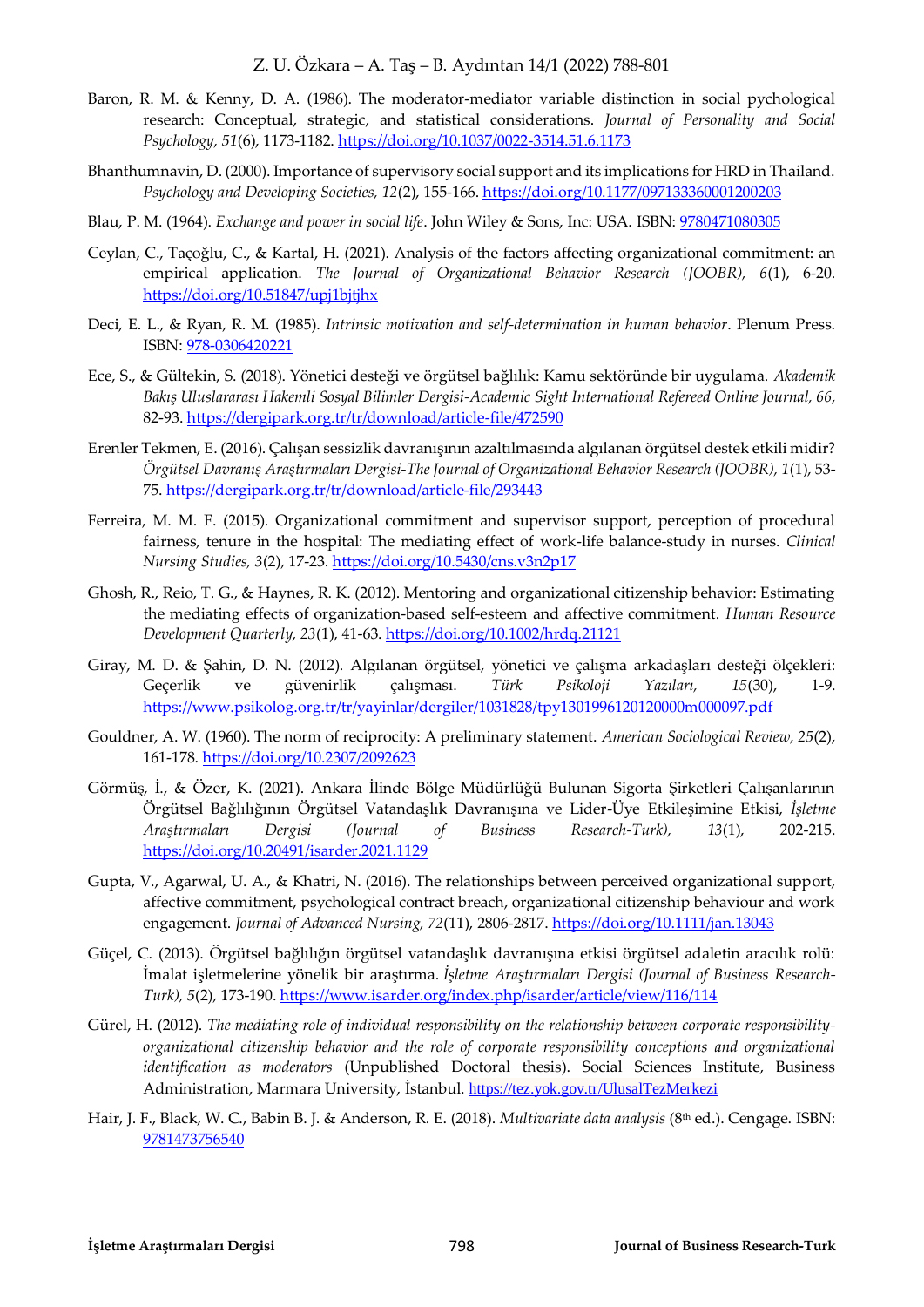Baron, R. M. & Kenny, D. A. (1986). The moderator-mediator variable distinction in social pychological research: Conceptual, strategic, and statistical considerations. *Journal of Personality and Social Psychology, 51*(6), 1173-1182. https://doi.org/10.1037/0022-3514.51.6.1173

Bhanthumnavin, D. (2000). Importance of supervisory social support and its implications for HRD in Thailand. *Psychology and Developing Societies, 12*(2), 155-166. https://doi.org/10.1177/097133360001200203

Blau, P. M. (1964). *Exchange and power in social life*. John Wiley & Sons, Inc: USA. ISBN: 9780471080305

Ceylan, C., Taçoğlu, C., & Kartal, H. (2021). Analysis of the factors affecting organizational commitment: an empirical application. *The Journal of Organizational Behavior Research (JOOBR), 6*(1), 6-20. https://doi.org/10.51847/upj1bjtjhx

Deci, E. L., & Ryan, R. M. (1985). *Intrinsic motivation and self-determination in human behavior*. Plenum Press. ISBN: 978-0306420221

Ece, S., & Gültekin, S. (2018). Yönetici desteği ve örgütsel bağlılık: Kamu sektöründe bir uygulama. *Akademik Bakış Uluslararası Hakemli Sosyal Bilimler Dergisi-Academic Sight International Refereed Online Journal, 66*, 82-93. https://dergipark.org.tr/tr/download/article-file/472590

Erenler Tekmen, E. (2016). Çalışan sessizlik davranışının azaltılmasında algılanan örgütsel destek etkili midir? *Örgütsel Davranış Araştırmaları Dergisi-The Journal of Organizational Behavior Research (JOOBR), 1*(1), 53-75. https://dergipark.org.tr/tr/download/article-file/293443

Ferreira, M. M. F. (2015). Organizational commitment and supervisor support, perception of procedural fairness, tenure in the hospital: The mediating effect of work-life balance-study in nurses. *Clinical Nursing Studies, 3*(2), 17-23. https://doi.org/10.5430/cns.v3n2p17

Ghosh, R., Reio, T. G., & Haynes, R. K. (2012). Mentoring and organizational citizenship behavior: Estimating the mediating effects of organization-based self-esteem and affective commitment. *Human Resource Development Quarterly, 23*(1), 41-63. https://doi.org/10.1002/hrdq.21121

Giray, M. D. & Şahin, D. N. (2012). Algılanan örgütsel, yönetici ve çalışma arkadaşları desteği ölçekleri: Geçerlik ve güvenirlik çalışması. *Türk Psikoloji Yazıları, 15*(30), 1-9. https://www.psikolog.org.tr/tr/yayinlar/dergiler/1031828/tpy1301996120120000m000097.pdf

Gouldner, A. W. (1960). The norm of reciprocity: A preliminary statement. *American Sociological Review, 25*(2), 161-178. https://doi.org/10.2307/2092623

Görmüş, İ., & Özer, K. (2021). Ankara İlinde Bölge Müdürlüğü Bulunan Sigorta Şirketleri Çalışanlarının Örgütsel Bağlılığının Örgütsel Vatandaşlık Davranışına ve Lider-Üye Etkileşimine Etkisi, *İşletme Araştırmaları Dergisi (Journal of Business Research-Turk), 13*(1), 202-215. https://doi.org/10.20491/isarder.2021.1129

Gupta, V., Agarwal, U. A., & Khatri, N. (2016). The relationships between perceived organizational support, affective commitment, psychological contract breach, organizational citizenship behaviour and work engagement. *Journal of Advanced Nursing, 72*(11), 2806-2817. https://doi.org/10.1111/jan.13043

Güçel, C. (2013). Örgütsel bağlılığın örgütsel vatandaşlık davranışına etkisi örgütsel adaletin aracılık rolü: İmalat işletmelerine yönelik bir araştırma. *İşletme Araştırmaları Dergisi (Journal of Business Research-Turk), 5*(2), 173-190. https://www.isarder.org/index.php/isarder/article/view/116/114

Gürel, H. (2012). *The mediating role of individual responsibility on the relationship between corporate responsibility-organizational citizenship behavior and the role of corporate responsibility conceptions and organizational identification as moderators* (Unpublished Doctoral thesis). Social Sciences Institute, Business Administration, Marmara University, İstanbul. https://tez.yok.gov.tr/UlusalTezMerkezi

Hair, J. F., Black, W. C., Babin B. J. & Anderson, R. E. (2018). *Multivariate data analysis* (8th ed.). Cengage. ISBN: 9781473756540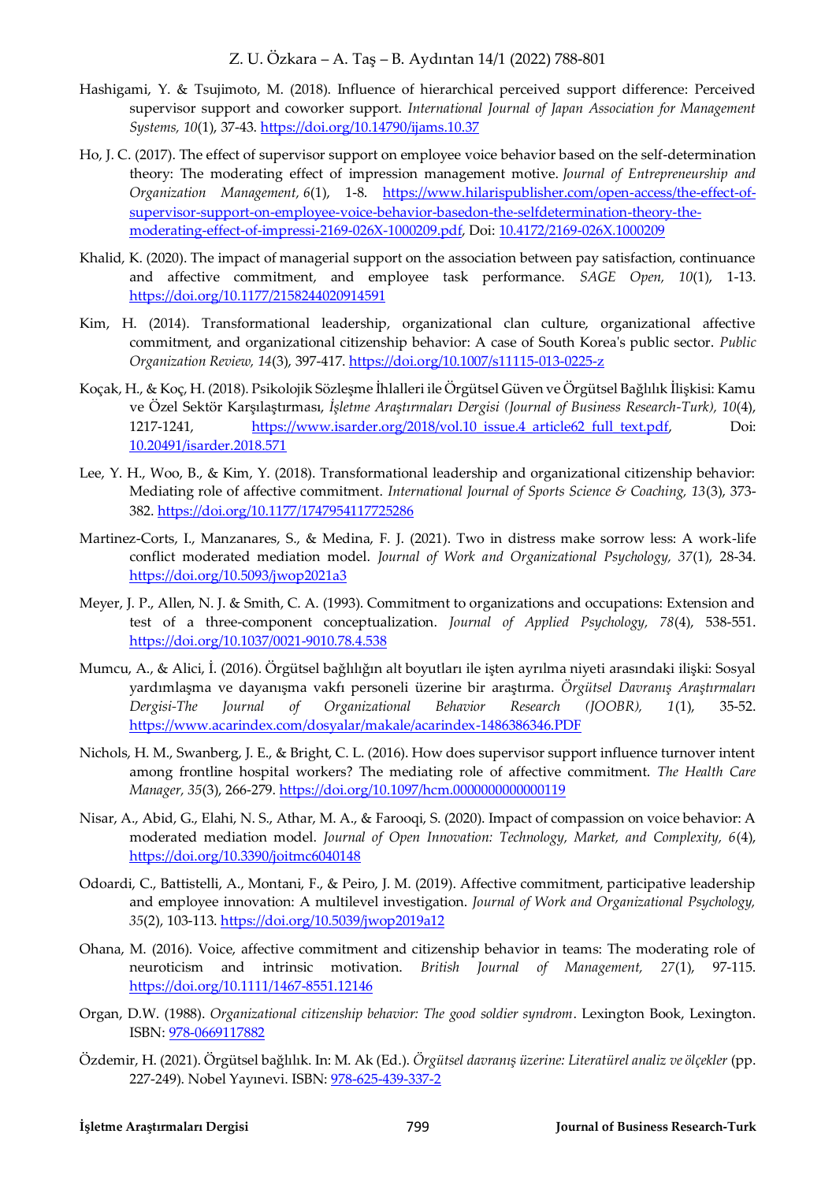Hashigami, Y. & Tsujimoto, M. (2018). Influence of hierarchical perceived support difference: Perceived supervisor support and coworker support. *International Journal of Japan Association for Management Systems, 10*(1), 37-43. https://doi.org/10.14790/ijams.10.37

Ho, J. C. (2017). The effect of supervisor support on employee voice behavior based on the self-determination theory: The moderating effect of impression management motive. *Journal of Entrepreneurship and Organization Management, 6*(1), 1-8. https://www.hilarispublisher.com/open-access/the-effect-of-supervisor-support-on-employee-voice-behavior-basedon-the-selfdetermination-theory-the-moderating-effect-of-impressi-2169-026X-1000209.pdf, Doi: 10.4172/2169-026X.1000209

Khalid, K. (2020). The impact of managerial support on the association between pay satisfaction, continuance and affective commitment, and employee task performance. *SAGE Open, 10*(1), 1-13. https://doi.org/10.1177/2158244020914591

Kim, H. (2014). Transformational leadership, organizational clan culture, organizational affective commitment, and organizational citizenship behavior: A case of South Korea's public sector. *Public Organization Review, 14*(3), 397-417. https://doi.org/10.1007/s11115-013-0225-z

Koçak, H., & Koç, H. (2018). Psikolojik Sözleşme İhlalleri ile Örgütsel Güven ve Örgütsel Bağlılık İlişkisi: Kamu ve Özel Sektör Karşılaştırması, *İşletme Araştırmaları Dergisi (Journal of Business Research-Turk), 10*(4), 1217-1241, https://www.isarder.org/2018/vol.10_issue.4_article62_full_text.pdf, Doi: 10.20491/isarder.2018.571

Lee, Y. H., Woo, B., & Kim, Y. (2018). Transformational leadership and organizational citizenship behavior: Mediating role of affective commitment. *International Journal of Sports Science & Coaching, 13*(3), 373-382. https://doi.org/10.1177/1747954117725286

Martinez-Corts, I., Manzanares, S., & Medina, F. J. (2021). Two in distress make sorrow less: A work-life conflict moderated mediation model. *Journal of Work and Organizational Psychology, 37*(1), 28-34. https://doi.org/10.5093/jwop2021a3

Meyer, J. P., Allen, N. J. & Smith, C. A. (1993). Commitment to organizations and occupations: Extension and test of a three-component conceptualization. *Journal of Applied Psychology, 78*(4), 538-551. https://doi.org/10.1037/0021-9010.78.4.538

Mumcu, A., & Alici, İ. (2016). Örgütsel bağlılığın alt boyutları ile işten ayrılma niyeti arasındaki ilişki: Sosyal yardımlaşma ve dayanışma vakfı personeli üzerine bir araştırma. *Örgütsel Davranış Araştırmaları Dergisi-The Journal of Organizational Behavior Research (JOOBR), 1*(1), 35-52. https://www.acarindex.com/dosyalar/makale/acarindex-1486386346.PDF

Nichols, H. M., Swanberg, J. E., & Bright, C. L. (2016). How does supervisor support influence turnover intent among frontline hospital workers? The mediating role of affective commitment. *The Health Care Manager, 35*(3), 266-279. https://doi.org/10.1097/hcm.0000000000000119

Nisar, A., Abid, G., Elahi, N. S., Athar, M. A., & Farooqi, S. (2020). Impact of compassion on voice behavior: A moderated mediation model. *Journal of Open Innovation: Technology, Market, and Complexity, 6*(4), https://doi.org/10.3390/joitmc6040148

Odoardi, C., Battistelli, A., Montani, F., & Peiro, J. M. (2019). Affective commitment, participative leadership and employee innovation: A multilevel investigation. *Journal of Work and Organizational Psychology, 35*(2), 103-113. https://doi.org/10.5039/jwop2019a12

Ohana, M. (2016). Voice, affective commitment and citizenship behavior in teams: The moderating role of neuroticism and intrinsic motivation. *British Journal of Management, 27*(1), 97-115. https://doi.org/10.1111/1467-8551.12146

Organ, D.W. (1988). *Organizational citizenship behavior: The good soldier syndrom*. Lexington Book, Lexington. ISBN: 978-0669117882

Özdemir, H. (2021). Örgütsel bağlılık. In: M. Ak (Ed.). *Örgütsel davranış üzerine: Literatürel analiz ve ölçekler* (pp. 227-249). Nobel Yayınevi. ISBN: 978-625-439-337-2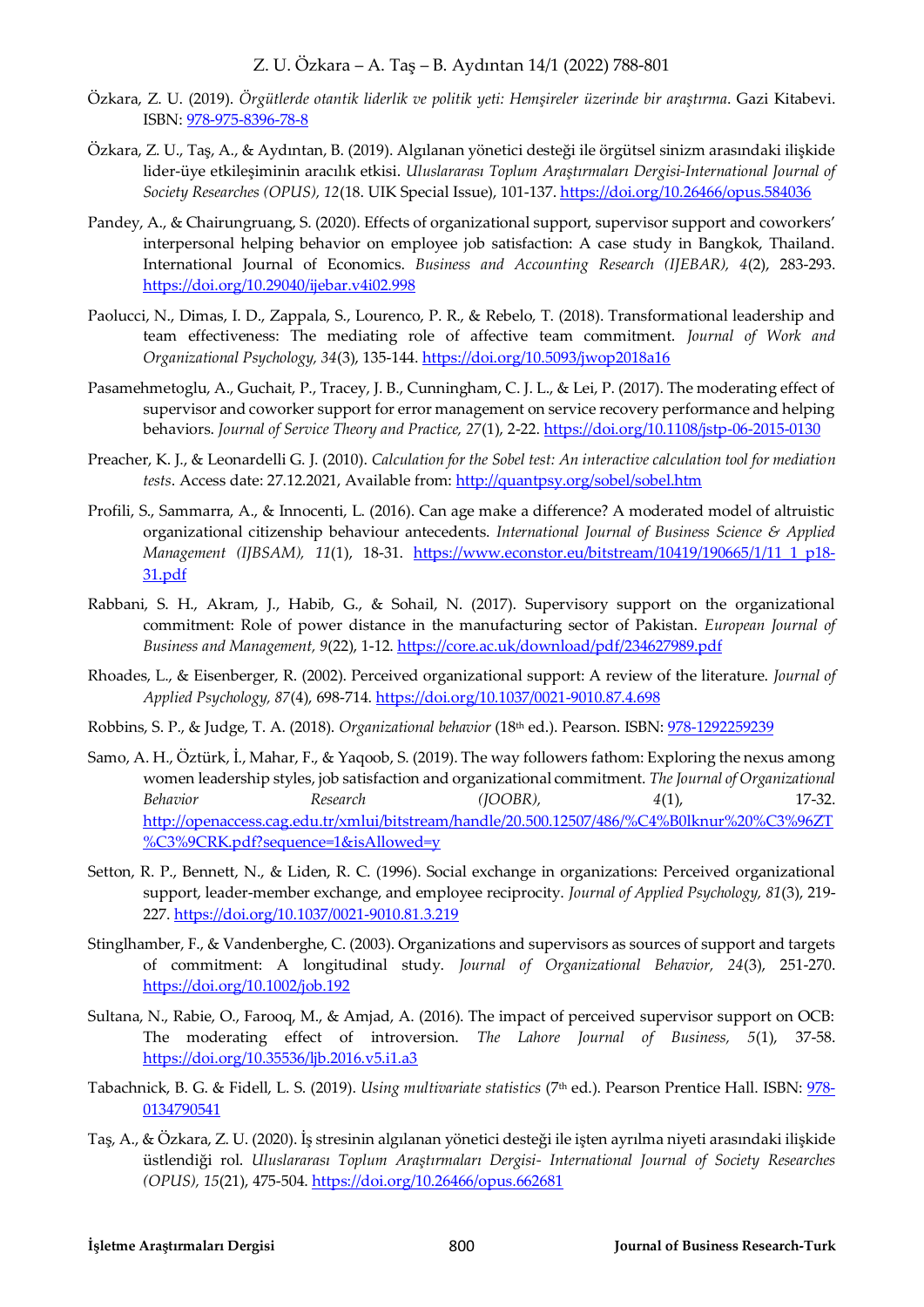Özkara, Z. U. (2019). *Örgütlerde otantik liderlik ve politik yeti: Hemşireler üzerinde bir araştırma*. Gazi Kitabevi. ISBN: 978-975-8396-78-8

Özkara, Z. U., Taş, A., & Aydıntan, B. (2019). Algılanan yönetici desteği ile örgütsel sinizm arasındaki ilişkide lider-üye etkileşiminin aracılık etkisi. *Uluslararası Toplum Araştırmaları Dergisi-International Journal of Society Researches (OPUS), 12*(18. UIK Special Issue), 101-137. https://doi.org/10.26466/opus.584036

Pandey, A., & Chairungruang, S. (2020). Effects of organizational support, supervisor support and coworkers' interpersonal helping behavior on employee job satisfaction: A case study in Bangkok, Thailand. International Journal of Economics. *Business and Accounting Research (IJEBAR), 4*(2), 283-293. https://doi.org/10.29040/ijebar.v4i02.998

Paolucci, N., Dimas, I. D., Zappala, S., Lourenco, P. R., & Rebelo, T. (2018). Transformational leadership and team effectiveness: The mediating role of affective team commitment. *Journal of Work and Organizational Psychology, 34*(3), 135-144. https://doi.org/10.5093/jwop2018a16

Pasamehmetoglu, A., Guchait, P., Tracey, J. B., Cunningham, C. J. L., & Lei, P. (2017). The moderating effect of supervisor and coworker support for error management on service recovery performance and helping behaviors. *Journal of Service Theory and Practice, 27*(1), 2-22. https://doi.org/10.1108/jstp-06-2015-0130

Preacher, K. J., & Leonardelli G. J. (2010). *Calculation for the Sobel test: An interactive calculation tool for mediation tests*. Access date: 27.12.2021, Available from: http://quantpsy.org/sobel/sobel.htm

Profili, S., Sammarra, A., & Innocenti, L. (2016). Can age make a difference? A moderated model of altruistic organizational citizenship behaviour antecedents. *International Journal of Business Science & Applied Management (IJBSAM), 11*(1), 18-31. https://www.econstor.eu/bitstream/10419/190665/1/11_1_p18-31.pdf

Rabbani, S. H., Akram, J., Habib, G., & Sohail, N. (2017). Supervisory support on the organizational commitment: Role of power distance in the manufacturing sector of Pakistan. *European Journal of Business and Management, 9*(22), 1-12. https://core.ac.uk/download/pdf/234627989.pdf

Rhoades, L., & Eisenberger, R. (2002). Perceived organizational support: A review of the literature. *Journal of Applied Psychology, 87*(4), 698-714. https://doi.org/10.1037/0021-9010.87.4.698

Robbins, S. P., & Judge, T. A. (2018). *Organizational behavior* (18th ed.). Pearson. ISBN: 978-1292259239

Samo, A. H., Öztürk, İ., Mahar, F., & Yaqoob, S. (2019). The way followers fathom: Exploring the nexus among women leadership styles, job satisfaction and organizational commitment. *The Journal of Organizational Behavior Research (JOOBR), 4*(1), 17-32. http://openaccess.cag.edu.tr/xmlui/bitstream/handle/20.500.12507/486/%C4%B0lknur%20%C3%96ZT%C3%9CRK.pdf?sequence=1&isAllowed=y

Setton, R. P., Bennett, N., & Liden, R. C. (1996). Social exchange in organizations: Perceived organizational support, leader-member exchange, and employee reciprocity. *Journal of Applied Psychology, 81*(3), 219-227. https://doi.org/10.1037/0021-9010.81.3.219

Stinglhamber, F., & Vandenberghe, C. (2003). Organizations and supervisors as sources of support and targets of commitment: A longitudinal study. *Journal of Organizational Behavior, 24*(3), 251-270. https://doi.org/10.1002/job.192

Sultana, N., Rabie, O., Farooq, M., & Amjad, A. (2016). The impact of perceived supervisor support on OCB: The moderating effect of introversion. *The Lahore Journal of Business, 5*(1), 37-58. https://doi.org/10.35536/ljb.2016.v5.i1.a3

Tabachnick, B. G. & Fidell, L. S. (2019). *Using multivariate statistics* (7th ed.). Pearson Prentice Hall. ISBN: 978-0134790541

Taş, A., & Özkara, Z. U. (2020). İş stresinin algılanan yönetici desteği ile işten ayrılma niyeti arasındaki ilişkide üstlendiği rol. *Uluslararası Toplum Araştırmaları Dergisi- International Journal of Society Researches (OPUS), 15*(21), 475-504. https://doi.org/10.26466/opus.662681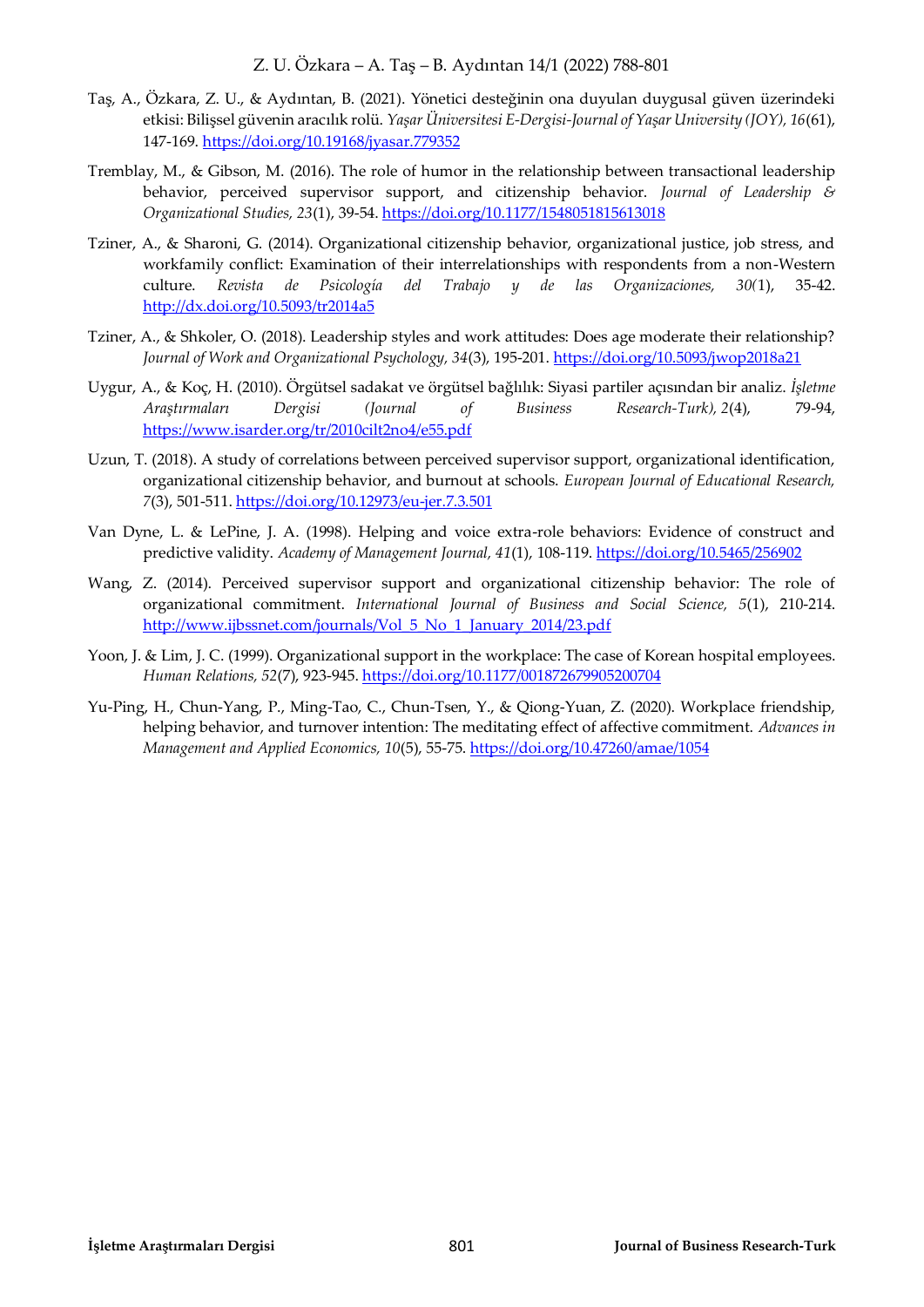Taş, A., Özkara, Z. U., & Aydıntan, B. (2021). Yönetici desteğinin ona duyulan duygusal güven üzerindeki etkisi: Bilişsel güvenin aracılık rolü. *Yaşar Üniversitesi E-Dergisi-Journal of Yaşar University (JOY), 16*(61), 147-169. https://doi.org/10.19168/jyasar.779352

Tremblay, M., & Gibson, M. (2016). The role of humor in the relationship between transactional leadership behavior, perceived supervisor support, and citizenship behavior. *Journal of Leadership & Organizational Studies, 23*(1), 39-54. https://doi.org/10.1177/1548051815613018

Tziner, A., & Sharoni, G. (2014). Organizational citizenship behavior, organizational justice, job stress, and workfamily conflict: Examination of their interrelationships with respondents from a non-Western culture. *Revista de Psicología del Trabajo y de las Organizaciones, 30*(1), 35-42. http://dx.doi.org/10.5093/tr2014a5

Tziner, A., & Shkoler, O. (2018). Leadership styles and work attitudes: Does age moderate their relationship? *Journal of Work and Organizational Psychology, 34*(3), 195-201. https://doi.org/10.5093/jwop2018a21

Uygur, A., & Koç, H. (2010). Örgütsel sadakat ve örgütsel bağlılık: Siyasi partiler açısından bir analiz. *İşletme Araştırmaları Dergisi (Journal of Business Research-Turk), 2*(4), 79-94, https://www.isarder.org/tr/2010cilt2no4/e55.pdf

Uzun, T. (2018). A study of correlations between perceived supervisor support, organizational identification, organizational citizenship behavior, and burnout at schools. *European Journal of Educational Research, 7*(3), 501-511. https://doi.org/10.12973/eu-jer.7.3.501

Van Dyne, L. & LePine, J. A. (1998). Helping and voice extra-role behaviors: Evidence of construct and predictive validity. *Academy of Management Journal, 41*(1), 108-119. https://doi.org/10.5465/256902

Wang, Z. (2014). Perceived supervisor support and organizational citizenship behavior: The role of organizational commitment. *International Journal of Business and Social Science, 5*(1), 210-214. http://www.ijbssnet.com/journals/Vol_5_No_1_January_2014/23.pdf

Yoon, J. & Lim, J. C. (1999). Organizational support in the workplace: The case of Korean hospital employees. *Human Relations, 52*(7), 923-945. https://doi.org/10.1177/001872679905200704

Yu-Ping, H., Chun-Yang, P., Ming-Tao, C., Chun-Tsen, Y., & Qiong-Yuan, Z. (2020). Workplace friendship, helping behavior, and turnover intention: The meditating effect of affective commitment. *Advances in Management and Applied Economics, 10*(5), 55-75. https://doi.org/10.47260/amae/1054